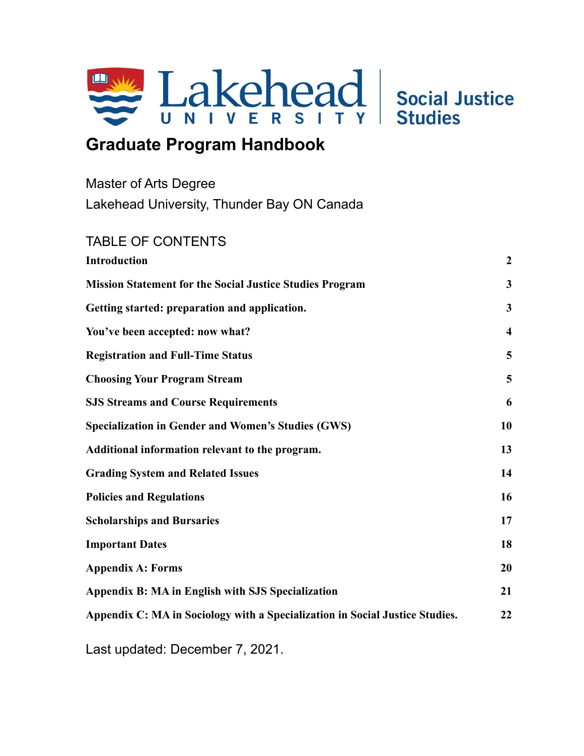Lakehead UNIVERSITY | Social Justice Studies

# Graduate Program Handbook

Master of Arts Degree

Lakehead University, Thunder Bay ON Canada

## TABLE OF CONTENTS

| | |
|---|---|
| **Introduction** | **2** |
| **Mission Statement for the Social Justice Studies Program** | **3** |
| **Getting started: preparation and application.** | **3** |
| **You've been accepted: now what?** | **4** |
| **Registration and Full-Time Status** | **5** |
| **Choosing Your Program Stream** | **5** |
| **SJS Streams and Course Requirements** | **6** |
| **Specialization in Gender and Women's Studies (GWS)** | **10** |
| **Additional information relevant to the program.** | **13** |
| **Grading System and Related Issues** | **14** |
| **Policies and Regulations** | **16** |
| **Scholarships and Bursaries** | **17** |
| **Important Dates** | **18** |
| **Appendix A: Forms** | **20** |
| **Appendix B: MA in English with SJS Specialization** | **21** |
| **Appendix C: MA in Sociology with a Specialization in Social Justice Studies.** | **22** |

Last updated: December 7, 2021.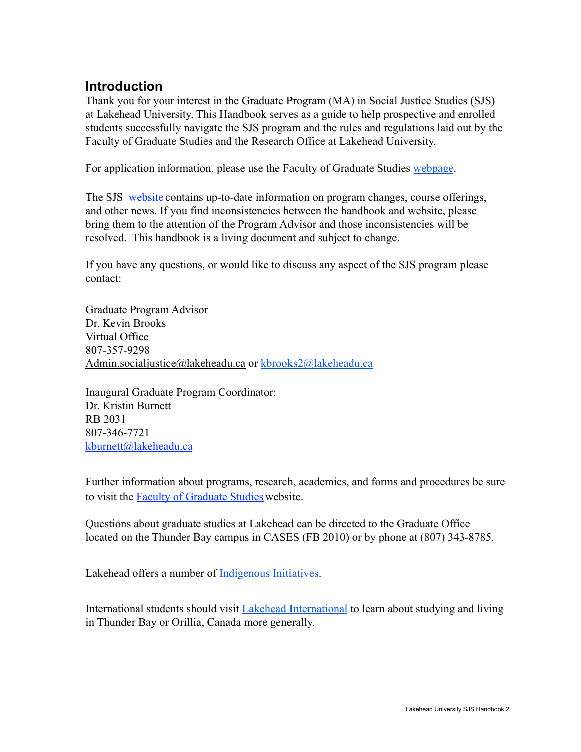## Introduction

Thank you for your interest in the Graduate Program (MA) in Social Justice Studies (SJS) at Lakehead University. This Handbook serves as a guide to help prospective and enrolled students successfully navigate the SJS program and the rules and regulations laid out by the Faculty of Graduate Studies and the Research Office at Lakehead University.

For application information, please use the Faculty of Graduate Studies webpage.

The SJS website contains up-to-date information on program changes, course offerings, and other news. If you find inconsistencies between the handbook and website, please bring them to the attention of the Program Advisor and those inconsistencies will be resolved. This handbook is a living document and subject to change.

If you have any questions, or would like to discuss any aspect of the SJS program please contact:

Graduate Program Advisor
Dr. Kevin Brooks
Virtual Office
807-357-9298
Admin.socialjustice@lakeheadu.ca or kbrooks2@lakeheadu.ca

Inaugural Graduate Program Coordinator:
Dr. Kristin Burnett
RB 2031
807-346-7721
kburnett@lakeheadu.ca

Further information about programs, research, academics, and forms and procedures be sure to visit the Faculty of Graduate Studies website.

Questions about graduate studies at Lakehead can be directed to the Graduate Office located on the Thunder Bay campus in CASES (FB 2010) or by phone at (807) 343-8785.

Lakehead offers a number of Indigenous Initiatives.

International students should visit Lakehead International to learn about studying and living in Thunder Bay or Orillia, Canada more generally.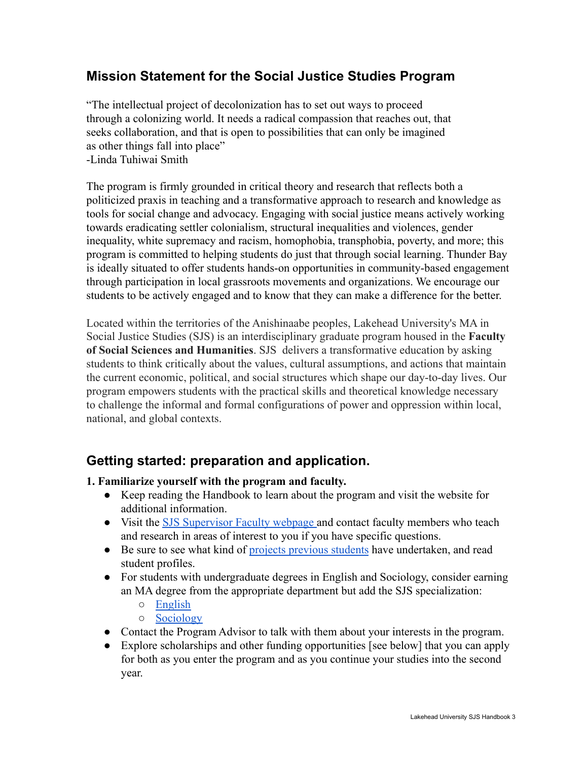## Mission Statement for the Social Justice Studies Program

"The intellectual project of decolonization has to set out ways to proceed through a colonizing world. It needs a radical compassion that reaches out, that seeks collaboration, and that is open to possibilities that can only be imagined as other things fall into place"
-Linda Tuhiwai Smith

The program is firmly grounded in critical theory and research that reflects both a politicized praxis in teaching and a transformative approach to research and knowledge as tools for social change and advocacy. Engaging with social justice means actively working towards eradicating settler colonialism, structural inequalities and violences, gender inequality, white supremacy and racism, homophobia, transphobia, poverty, and more; this program is committed to helping students do just that through social learning. Thunder Bay is ideally situated to offer students hands-on opportunities in community-based engagement through participation in local grassroots movements and organizations. We encourage our students to be actively engaged and to know that they can make a difference for the better.

Located within the territories of the Anishinaabe peoples, Lakehead University's MA in Social Justice Studies (SJS) is an interdisciplinary graduate program housed in the **Faculty of Social Sciences and Humanities**. SJS delivers a transformative education by asking students to think critically about the values, cultural assumptions, and actions that maintain the current economic, political, and social structures which shape our day-to-day lives. Our program empowers students with the practical skills and theoretical knowledge necessary to challenge the informal and formal configurations of power and oppression within local, national, and global contexts.

## Getting started: preparation and application.

**1. Familiarize yourself with the program and faculty.**

- Keep reading the Handbook to learn about the program and visit the website for additional information.
- Visit the SJS Supervisor Faculty webpage and contact faculty members who teach and research in areas of interest to you if you have specific questions.
- Be sure to see what kind of projects previous students have undertaken, and read student profiles.
- For students with undergraduate degrees in English and Sociology, consider earning an MA degree from the appropriate department but add the SJS specialization:
  - English
  - Sociology
- Contact the Program Advisor to talk with them about your interests in the program.
- Explore scholarships and other funding opportunities [see below] that you can apply for both as you enter the program and as you continue your studies into the second year.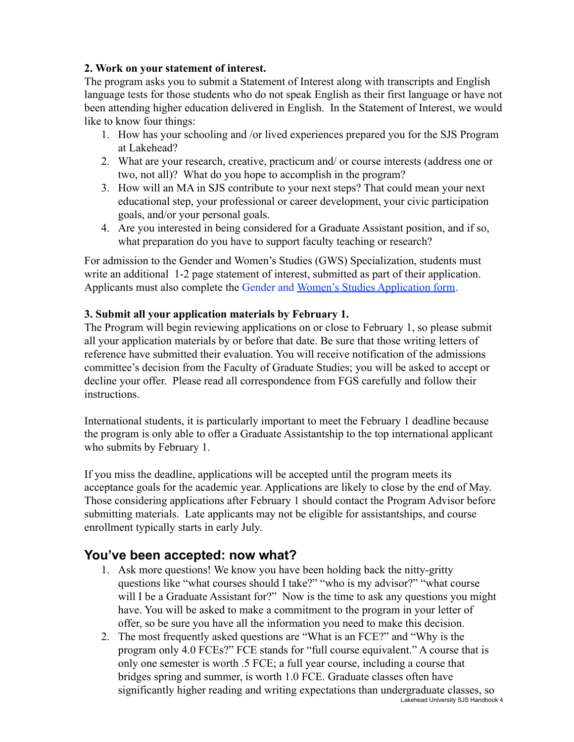**2. Work on your statement of interest.**

The program asks you to submit a Statement of Interest along with transcripts and English language tests for those students who do not speak English as their first language or have not been attending higher education delivered in English. In the Statement of Interest, we would like to know four things:

1. How has your schooling and /or lived experiences prepared you for the SJS Program at Lakehead?
2. What are your research, creative, practicum and/ or course interests (address one or two, not all)? What do you hope to accomplish in the program?
3. How will an MA in SJS contribute to your next steps? That could mean your next educational step, your professional or career development, your civic participation goals, and/or your personal goals.
4. Are you interested in being considered for a Graduate Assistant position, and if so, what preparation do you have to support faculty teaching or research?

For admission to the Gender and Women's Studies (GWS) Specialization, students must write an additional 1-2 page statement of interest, submitted as part of their application. Applicants must also complete the Gender and Women's Studies Application form.

**3. Submit all your application materials by February 1.**

The Program will begin reviewing applications on or close to February 1, so please submit all your application materials by or before that date. Be sure that those writing letters of reference have submitted their evaluation. You will receive notification of the admissions committee's decision from the Faculty of Graduate Studies; you will be asked to accept or decline your offer. Please read all correspondence from FGS carefully and follow their instructions.

International students, it is particularly important to meet the February 1 deadline because the program is only able to offer a Graduate Assistantship to the top international applicant who submits by February 1.

If you miss the deadline, applications will be accepted until the program meets its acceptance goals for the academic year. Applications are likely to close by the end of May. Those considering applications after February 1 should contact the Program Advisor before submitting materials. Late applicants may not be eligible for assistantships, and course enrollment typically starts in early July.

## You've been accepted: now what?

1. Ask more questions! We know you have been holding back the nitty-gritty questions like "what courses should I take?" "who is my advisor?" "what course will I be a Graduate Assistant for?" Now is the time to ask any questions you might have. You will be asked to make a commitment to the program in your letter of offer, so be sure you have all the information you need to make this decision.
2. The most frequently asked questions are "What is an FCE?" and "Why is the program only 4.0 FCEs?" FCE stands for "full course equivalent." A course that is only one semester is worth .5 FCE; a full year course, including a course that bridges spring and summer, is worth 1.0 FCE. Graduate classes often have significantly higher reading and writing expectations than undergraduate classes, so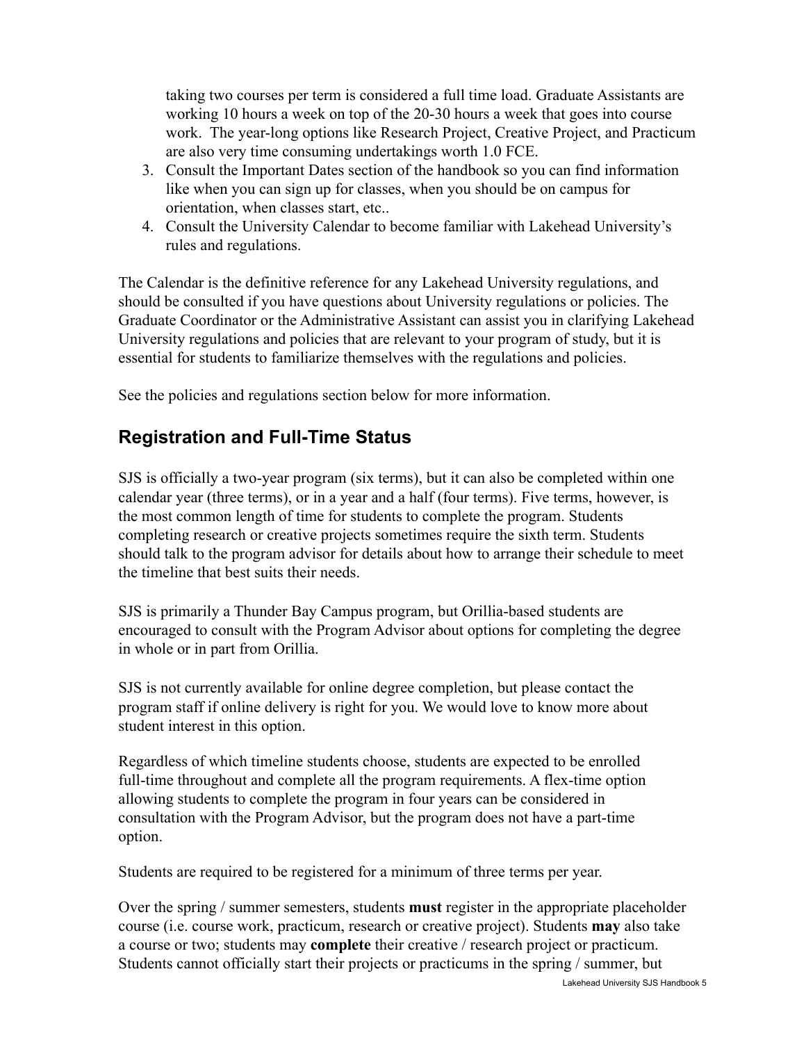taking two courses per term is considered a full time load. Graduate Assistants are working 10 hours a week on top of the 20-30 hours a week that goes into course work. The year-long options like Research Project, Creative Project, and Practicum are also very time consuming undertakings worth 1.0 FCE.

3. Consult the Important Dates section of the handbook so you can find information like when you can sign up for classes, when you should be on campus for orientation, when classes start, etc..
4. Consult the University Calendar to become familiar with Lakehead University's rules and regulations.

The Calendar is the definitive reference for any Lakehead University regulations, and should be consulted if you have questions about University regulations or policies. The Graduate Coordinator or the Administrative Assistant can assist you in clarifying Lakehead University regulations and policies that are relevant to your program of study, but it is essential for students to familiarize themselves with the regulations and policies.

See the policies and regulations section below for more information.

## Registration and Full-Time Status

SJS is officially a two-year program (six terms), but it can also be completed within one calendar year (three terms), or in a year and a half (four terms). Five terms, however, is the most common length of time for students to complete the program. Students completing research or creative projects sometimes require the sixth term. Students should talk to the program advisor for details about how to arrange their schedule to meet the timeline that best suits their needs.

SJS is primarily a Thunder Bay Campus program, but Orillia-based students are encouraged to consult with the Program Advisor about options for completing the degree in whole or in part from Orillia.

SJS is not currently available for online degree completion, but please contact the program staff if online delivery is right for you. We would love to know more about student interest in this option.

Regardless of which timeline students choose, students are expected to be enrolled full-time throughout and complete all the program requirements. A flex-time option allowing students to complete the program in four years can be considered in consultation with the Program Advisor, but the program does not have a part-time option.

Students are required to be registered for a minimum of three terms per year.

Over the spring / summer semesters, students **must** register in the appropriate placeholder course (i.e. course work, practicum, research or creative project). Students **may** also take a course or two; students may **complete** their creative / research project or practicum. Students cannot officially start their projects or practicums in the spring / summer, but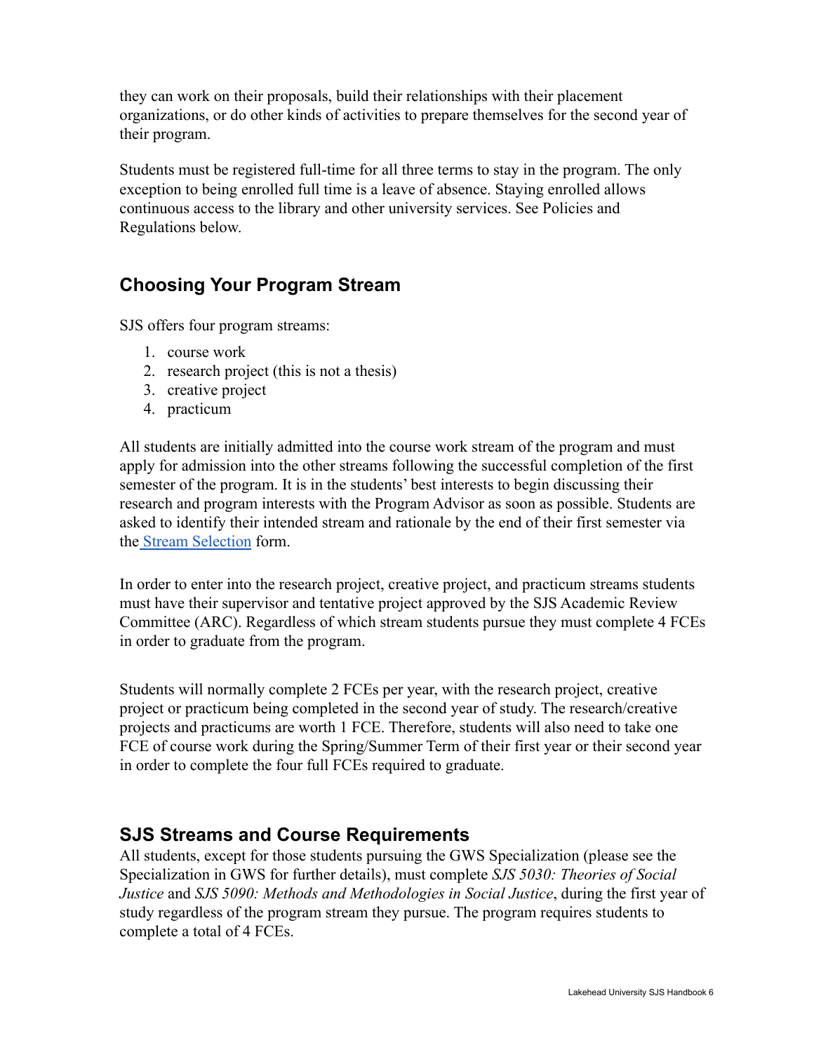they can work on their proposals, build their relationships with their placement organizations, or do other kinds of activities to prepare themselves for the second year of their program.

Students must be registered full-time for all three terms to stay in the program. The only exception to being enrolled full time is a leave of absence. Staying enrolled allows continuous access to the library and other university services. See Policies and Regulations below.

## Choosing Your Program Stream

SJS offers four program streams:

1. course work
2. research project (this is not a thesis)
3. creative project
4. practicum

All students are initially admitted into the course work stream of the program and must apply for admission into the other streams following the successful completion of the first semester of the program. It is in the students' best interests to begin discussing their research and program interests with the Program Advisor as soon as possible. Students are asked to identify their intended stream and rationale by the end of their first semester via the Stream Selection form.

In order to enter into the research project, creative project, and practicum streams students must have their supervisor and tentative project approved by the SJS Academic Review Committee (ARC). Regardless of which stream students pursue they must complete 4 FCEs in order to graduate from the program.

Students will normally complete 2 FCEs per year, with the research project, creative project or practicum being completed in the second year of study. The research/creative projects and practicums are worth 1 FCE. Therefore, students will also need to take one FCE of course work during the Spring/Summer Term of their first year or their second year in order to complete the four full FCEs required to graduate.

## SJS Streams and Course Requirements

All students, except for those students pursuing the GWS Specialization (please see the Specialization in GWS for further details), must complete *SJS 5030: Theories of Social Justice* and *SJS 5090: Methods and Methodologies in Social Justice*, during the first year of study regardless of the program stream they pursue. The program requires students to complete a total of 4 FCEs.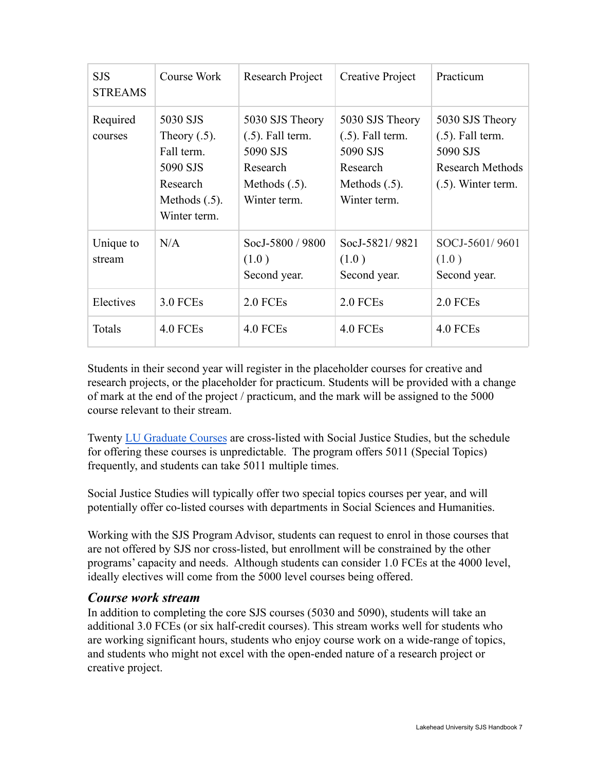| SJS STREAMS | Course Work | Research Project | Creative Project | Practicum |
|---|---|---|---|---|
| Required courses | 5030 SJS Theory (.5). Fall term. 5090 SJS Research Methods (.5). Winter term. | 5030 SJS Theory (.5). Fall term. 5090 SJS Research Methods (.5). Winter term. | 5030 SJS Theory (.5). Fall term. 5090 SJS Research Methods (.5). Winter term. | 5030 SJS Theory (.5). Fall term. 5090 SJS Research Methods (.5). Winter term. |
| Unique to stream | N/A | SocJ-5800 / 9800 (1.0 ) Second year. | SocJ-5821/ 9821 (1.0 ) Second year. | SOCJ-5601/ 9601 (1.0 ) Second year. |
| Electives | 3.0 FCEs | 2.0 FCEs | 2.0 FCEs | 2.0 FCEs |
| Totals | 4.0 FCEs | 4.0 FCEs | 4.0 FCEs | 4.0 FCEs |

Students in their second year will register in the placeholder courses for creative and research projects, or the placeholder for practicum. Students will be provided with a change of mark at the end of the project / practicum, and the mark will be assigned to the 5000 course relevant to their stream.

Twenty LU Graduate Courses are cross-listed with Social Justice Studies, but the schedule for offering these courses is unpredictable. The program offers 5011 (Special Topics) frequently, and students can take 5011 multiple times.

Social Justice Studies will typically offer two special topics courses per year, and will potentially offer co-listed courses with departments in Social Sciences and Humanities.

Working with the SJS Program Advisor, students can request to enrol in those courses that are not offered by SJS nor cross-listed, but enrollment will be constrained by the other programs' capacity and needs. Although students can consider 1.0 FCEs at the 4000 level, ideally electives will come from the 5000 level courses being offered.

### *Course work stream*

In addition to completing the core SJS courses (5030 and 5090), students will take an additional 3.0 FCEs (or six half-credit courses). This stream works well for students who are working significant hours, students who enjoy course work on a wide-range of topics, and students who might not excel with the open-ended nature of a research project or creative project.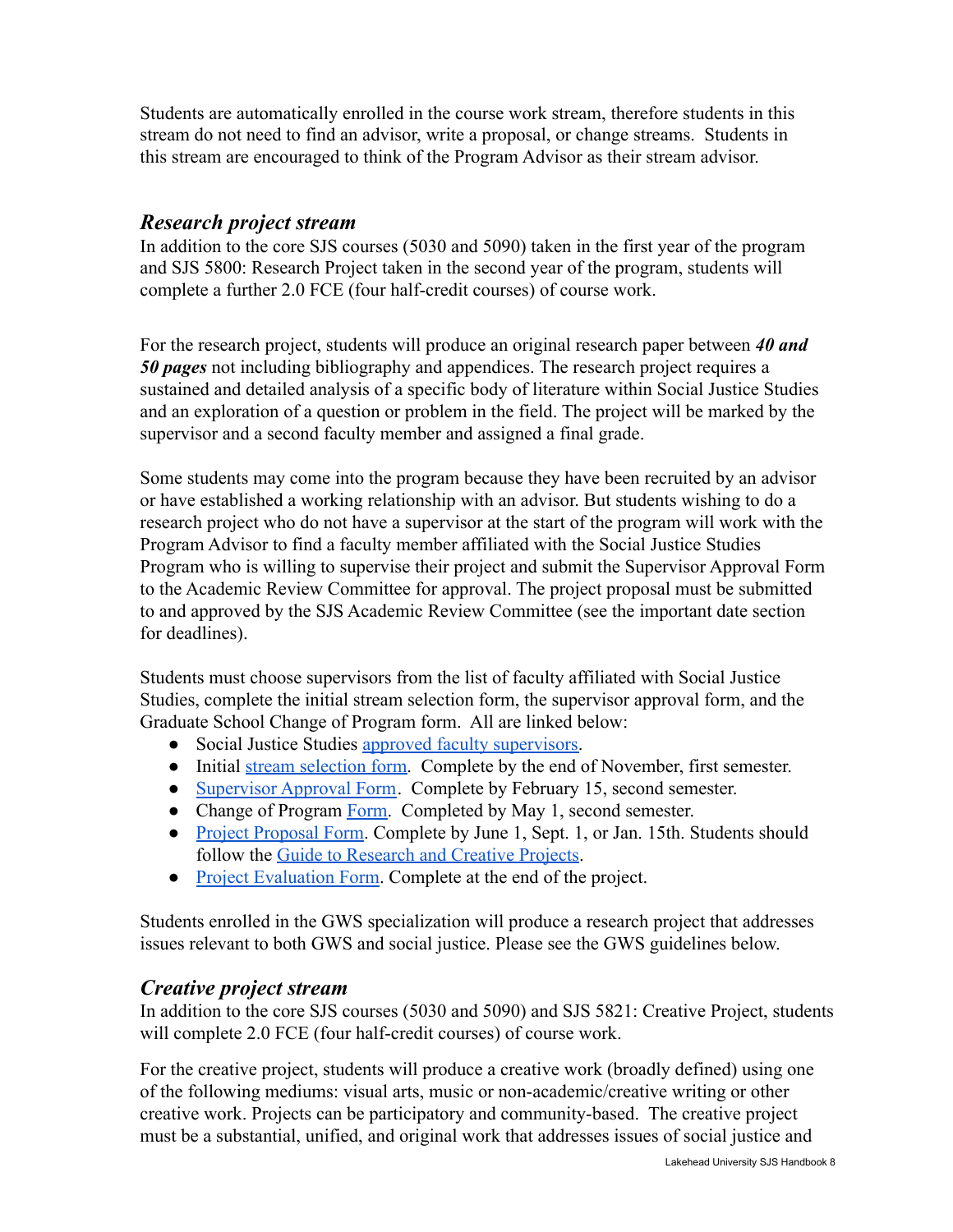Students are automatically enrolled in the course work stream, therefore students in this stream do not need to find an advisor, write a proposal, or change streams. Students in this stream are encouraged to think of the Program Advisor as their stream advisor.

### *Research project stream*

In addition to the core SJS courses (5030 and 5090) taken in the first year of the program and SJS 5800: Research Project taken in the second year of the program, students will complete a further 2.0 FCE (four half-credit courses) of course work.

For the research project, students will produce an original research paper between ***40 and 50 pages*** not including bibliography and appendices. The research project requires a sustained and detailed analysis of a specific body of literature within Social Justice Studies and an exploration of a question or problem in the field. The project will be marked by the supervisor and a second faculty member and assigned a final grade.

Some students may come into the program because they have been recruited by an advisor or have established a working relationship with an advisor. But students wishing to do a research project who do not have a supervisor at the start of the program will work with the Program Advisor to find a faculty member affiliated with the Social Justice Studies Program who is willing to supervise their project and submit the Supervisor Approval Form to the Academic Review Committee for approval. The project proposal must be submitted to and approved by the SJS Academic Review Committee (see the important date section for deadlines).

Students must choose supervisors from the list of faculty affiliated with Social Justice Studies, complete the initial stream selection form, the supervisor approval form, and the Graduate School Change of Program form. All are linked below:

- Social Justice Studies approved faculty supervisors.
- Initial stream selection form. Complete by the end of November, first semester.
- Supervisor Approval Form. Complete by February 15, second semester.
- Change of Program Form. Completed by May 1, second semester.
- Project Proposal Form. Complete by June 1, Sept. 1, or Jan. 15th. Students should follow the Guide to Research and Creative Projects.
- Project Evaluation Form. Complete at the end of the project.

Students enrolled in the GWS specialization will produce a research project that addresses issues relevant to both GWS and social justice. Please see the GWS guidelines below.

### *Creative project stream*

In addition to the core SJS courses (5030 and 5090) and SJS 5821: Creative Project, students will complete 2.0 FCE (four half-credit courses) of course work.

For the creative project, students will produce a creative work (broadly defined) using one of the following mediums: visual arts, music or non-academic/creative writing or other creative work. Projects can be participatory and community-based. The creative project must be a substantial, unified, and original work that addresses issues of social justice and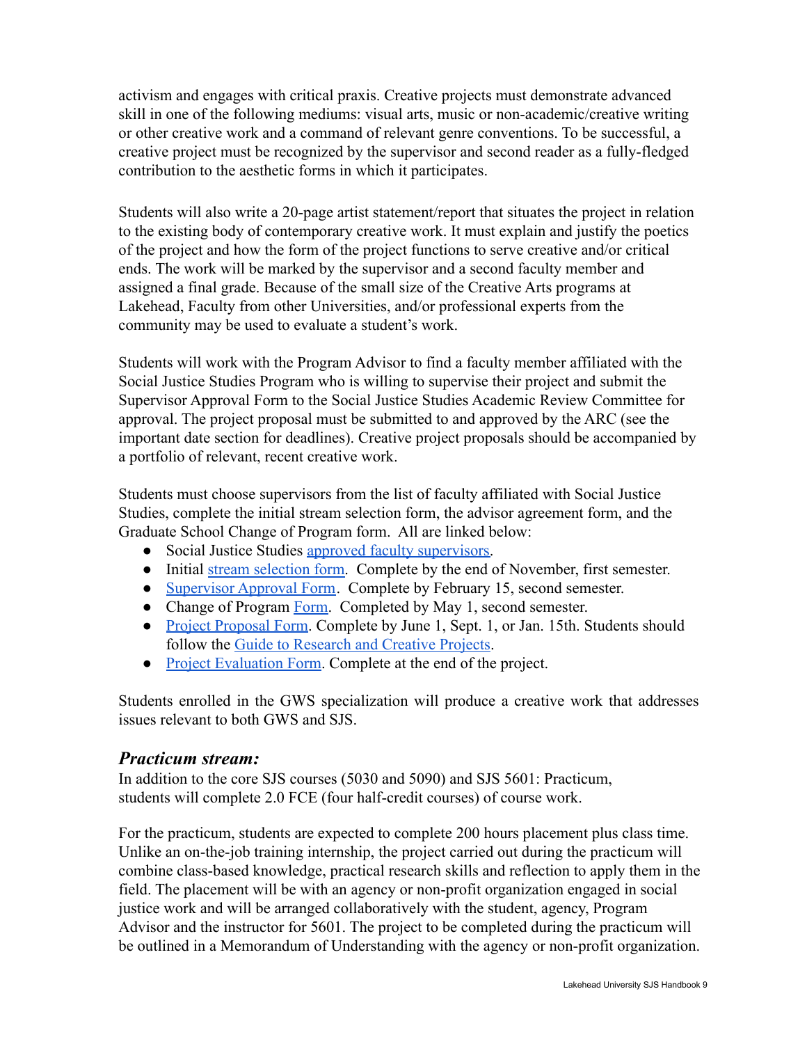activism and engages with critical praxis. Creative projects must demonstrate advanced skill in one of the following mediums: visual arts, music or non-academic/creative writing or other creative work and a command of relevant genre conventions. To be successful, a creative project must be recognized by the supervisor and second reader as a fully-fledged contribution to the aesthetic forms in which it participates.

Students will also write a 20-page artist statement/report that situates the project in relation to the existing body of contemporary creative work. It must explain and justify the poetics of the project and how the form of the project functions to serve creative and/or critical ends. The work will be marked by the supervisor and a second faculty member and assigned a final grade. Because of the small size of the Creative Arts programs at Lakehead, Faculty from other Universities, and/or professional experts from the community may be used to evaluate a student's work.

Students will work with the Program Advisor to find a faculty member affiliated with the Social Justice Studies Program who is willing to supervise their project and submit the Supervisor Approval Form to the Social Justice Studies Academic Review Committee for approval. The project proposal must be submitted to and approved by the ARC (see the important date section for deadlines). Creative project proposals should be accompanied by a portfolio of relevant, recent creative work.

Students must choose supervisors from the list of faculty affiliated with Social Justice Studies, complete the initial stream selection form, the advisor agreement form, and the Graduate School Change of Program form. All are linked below:

- Social Justice Studies approved faculty supervisors.
- Initial stream selection form. Complete by the end of November, first semester.
- Supervisor Approval Form. Complete by February 15, second semester.
- Change of Program Form. Completed by May 1, second semester.
- Project Proposal Form. Complete by June 1, Sept. 1, or Jan. 15th. Students should follow the Guide to Research and Creative Projects.
- Project Evaluation Form. Complete at the end of the project.

Students enrolled in the GWS specialization will produce a creative work that addresses issues relevant to both GWS and SJS.

## *Practicum stream:*

In addition to the core SJS courses (5030 and 5090) and SJS 5601: Practicum, students will complete 2.0 FCE (four half-credit courses) of course work.

For the practicum, students are expected to complete 200 hours placement plus class time. Unlike an on-the-job training internship, the project carried out during the practicum will combine class-based knowledge, practical research skills and reflection to apply them in the field. The placement will be with an agency or non-profit organization engaged in social justice work and will be arranged collaboratively with the student, agency, Program Advisor and the instructor for 5601. The project to be completed during the practicum will be outlined in a Memorandum of Understanding with the agency or non-profit organization.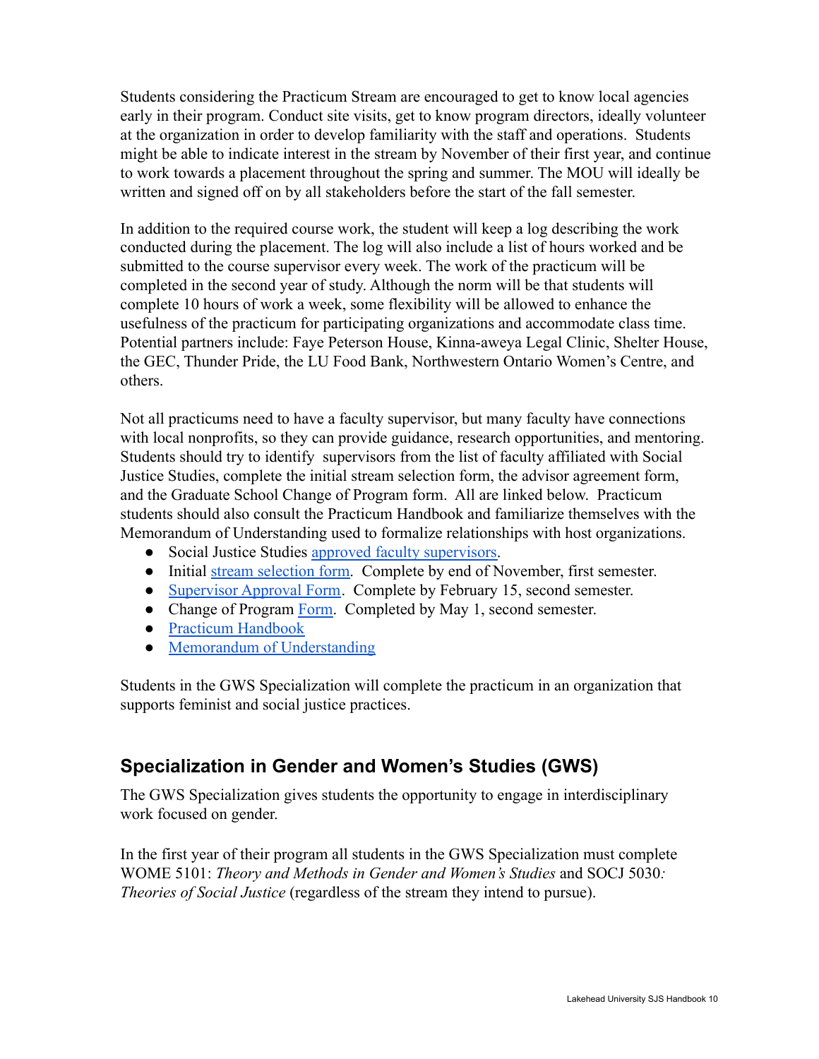Students considering the Practicum Stream are encouraged to get to know local agencies early in their program. Conduct site visits, get to know program directors, ideally volunteer at the organization in order to develop familiarity with the staff and operations. Students might be able to indicate interest in the stream by November of their first year, and continue to work towards a placement throughout the spring and summer. The MOU will ideally be written and signed off on by all stakeholders before the start of the fall semester.

In addition to the required course work, the student will keep a log describing the work conducted during the placement. The log will also include a list of hours worked and be submitted to the course supervisor every week. The work of the practicum will be completed in the second year of study. Although the norm will be that students will complete 10 hours of work a week, some flexibility will be allowed to enhance the usefulness of the practicum for participating organizations and accommodate class time. Potential partners include: Faye Peterson House, Kinna-aweya Legal Clinic, Shelter House, the GEC, Thunder Pride, the LU Food Bank, Northwestern Ontario Women's Centre, and others.

Not all practicums need to have a faculty supervisor, but many faculty have connections with local nonprofits, so they can provide guidance, research opportunities, and mentoring. Students should try to identify supervisors from the list of faculty affiliated with Social Justice Studies, complete the initial stream selection form, the advisor agreement form, and the Graduate School Change of Program form. All are linked below. Practicum students should also consult the Practicum Handbook and familiarize themselves with the Memorandum of Understanding used to formalize relationships with host organizations.

- Social Justice Studies approved faculty supervisors.
- Initial stream selection form. Complete by end of November, first semester.
- Supervisor Approval Form. Complete by February 15, second semester.
- Change of Program Form. Completed by May 1, second semester.
- Practicum Handbook
- Memorandum of Understanding

Students in the GWS Specialization will complete the practicum in an organization that supports feminist and social justice practices.

## Specialization in Gender and Women's Studies (GWS)

The GWS Specialization gives students the opportunity to engage in interdisciplinary work focused on gender.

In the first year of their program all students in the GWS Specialization must complete WOME 5101: *Theory and Methods in Gender and Women's Studies* and SOCJ 5030*: Theories of Social Justice* (regardless of the stream they intend to pursue).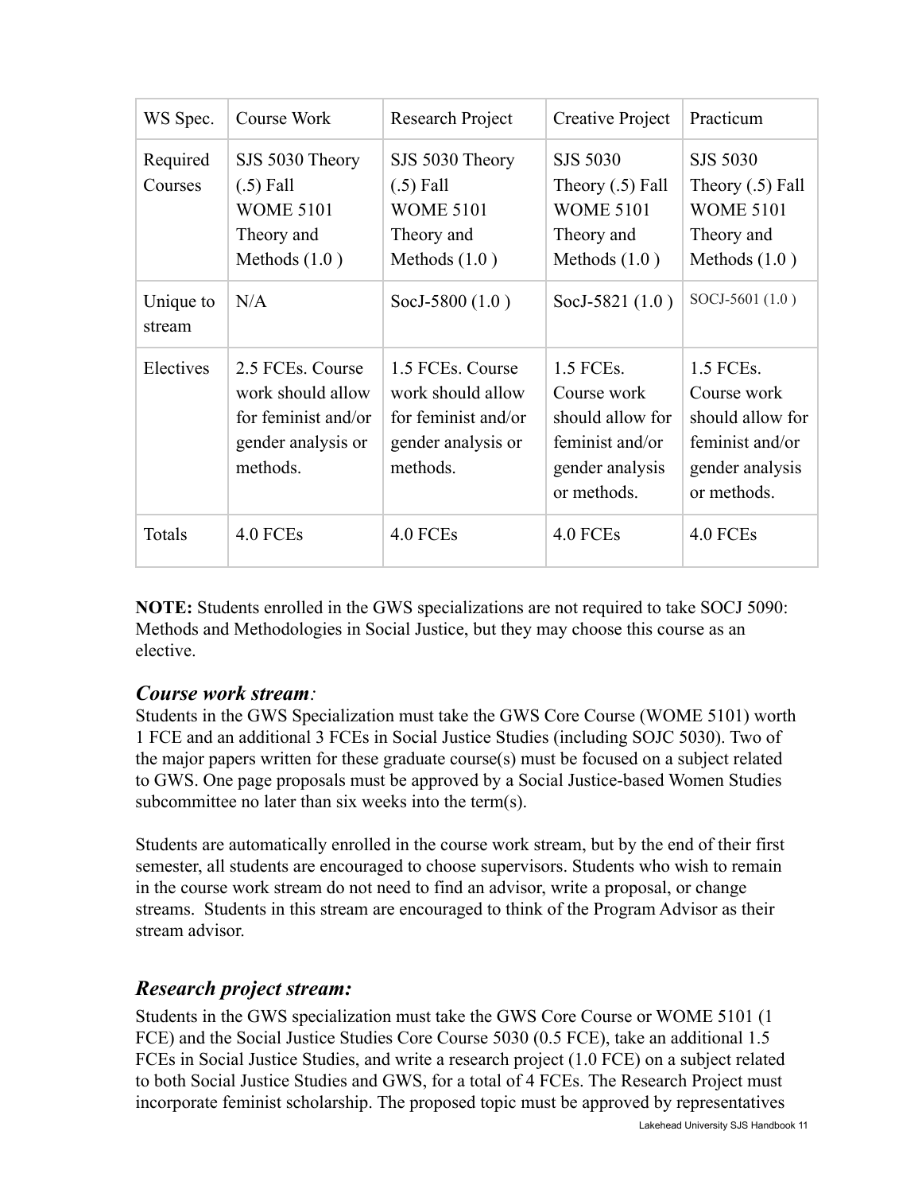| WS Spec. | Course Work | Research Project | Creative Project | Practicum |
|---|---|---|---|---|
| Required Courses | SJS 5030 Theory (.5) Fall WOME 5101 Theory and Methods (1.0 ) | SJS 5030 Theory (.5) Fall WOME 5101 Theory and Methods (1.0 ) | SJS 5030 Theory (.5) Fall WOME 5101 Theory and Methods (1.0 ) | SJS 5030 Theory (.5) Fall WOME 5101 Theory and Methods (1.0 ) |
| Unique to stream | N/A | SocJ-5800 (1.0 ) | SocJ-5821 (1.0 ) | SOCJ-5601 (1.0 ) |
| Electives | 2.5 FCEs. Course work should allow for feminist and/or gender analysis or methods. | 1.5 FCEs. Course work should allow for feminist and/or gender analysis or methods. | 1.5 FCEs. Course work should allow for feminist and/or gender analysis or methods. | 1.5 FCEs. Course work should allow for feminist and/or gender analysis or methods. |
| Totals | 4.0 FCEs | 4.0 FCEs | 4.0 FCEs | 4.0 FCEs |

**NOTE:** Students enrolled in the GWS specializations are not required to take SOCJ 5090: Methods and Methodologies in Social Justice, but they may choose this course as an elective.

### *Course work stream:*

Students in the GWS Specialization must take the GWS Core Course (WOME 5101) worth 1 FCE and an additional 3 FCEs in Social Justice Studies (including SOJC 5030). Two of the major papers written for these graduate course(s) must be focused on a subject related to GWS. One page proposals must be approved by a Social Justice-based Women Studies subcommittee no later than six weeks into the term(s).

Students are automatically enrolled in the course work stream, but by the end of their first semester, all students are encouraged to choose supervisors. Students who wish to remain in the course work stream do not need to find an advisor, write a proposal, or change streams. Students in this stream are encouraged to think of the Program Advisor as their stream advisor.

### *Research project stream:*

Students in the GWS specialization must take the GWS Core Course or WOME 5101 (1 FCE) and the Social Justice Studies Core Course 5030 (0.5 FCE), take an additional 1.5 FCEs in Social Justice Studies, and write a research project (1.0 FCE) on a subject related to both Social Justice Studies and GWS, for a total of 4 FCEs. The Research Project must incorporate feminist scholarship. The proposed topic must be approved by representatives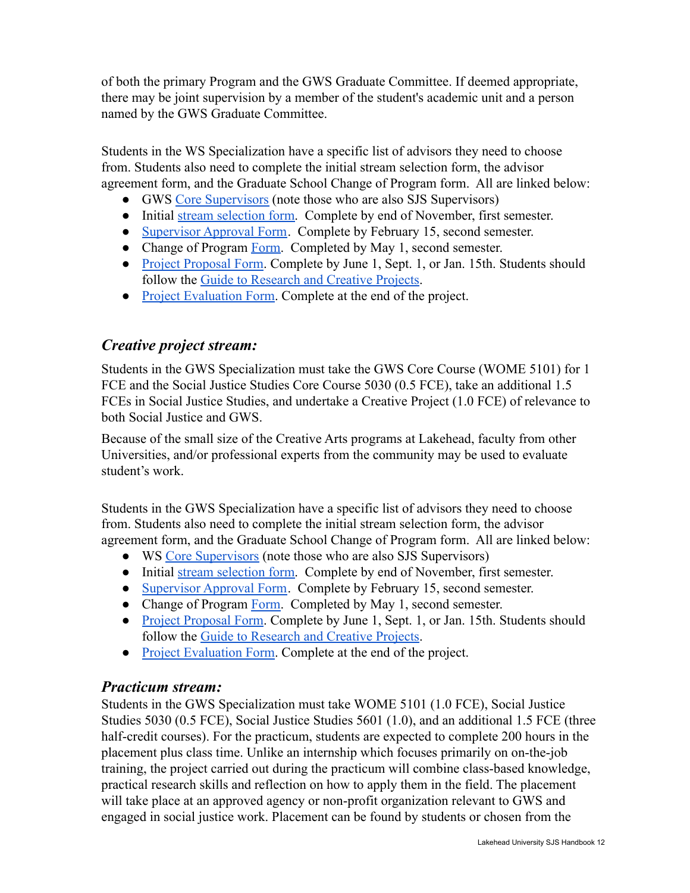of both the primary Program and the GWS Graduate Committee. If deemed appropriate, there may be joint supervision by a member of the student's academic unit and a person named by the GWS Graduate Committee.

Students in the WS Specialization have a specific list of advisors they need to choose from. Students also need to complete the initial stream selection form, the advisor agreement form, and the Graduate School Change of Program form. All are linked below:

- GWS Core Supervisors (note those who are also SJS Supervisors)
- Initial stream selection form. Complete by end of November, first semester.
- Supervisor Approval Form. Complete by February 15, second semester.
- Change of Program Form. Completed by May 1, second semester.
- Project Proposal Form. Complete by June 1, Sept. 1, or Jan. 15th. Students should follow the Guide to Research and Creative Projects.
- Project Evaluation Form. Complete at the end of the project.

### *Creative project stream:*

Students in the GWS Specialization must take the GWS Core Course (WOME 5101) for 1 FCE and the Social Justice Studies Core Course 5030 (0.5 FCE), take an additional 1.5 FCEs in Social Justice Studies, and undertake a Creative Project (1.0 FCE) of relevance to both Social Justice and GWS.

Because of the small size of the Creative Arts programs at Lakehead, faculty from other Universities, and/or professional experts from the community may be used to evaluate student's work.

Students in the GWS Specialization have a specific list of advisors they need to choose from. Students also need to complete the initial stream selection form, the advisor agreement form, and the Graduate School Change of Program form. All are linked below:

- WS Core Supervisors (note those who are also SJS Supervisors)
- Initial stream selection form. Complete by end of November, first semester.
- Supervisor Approval Form. Complete by February 15, second semester.
- Change of Program Form. Completed by May 1, second semester.
- Project Proposal Form. Complete by June 1, Sept. 1, or Jan. 15th. Students should follow the Guide to Research and Creative Projects.
- Project Evaluation Form. Complete at the end of the project.

### *Practicum stream:*

Students in the GWS Specialization must take WOME 5101 (1.0 FCE), Social Justice Studies 5030 (0.5 FCE), Social Justice Studies 5601 (1.0), and an additional 1.5 FCE (three half-credit courses). For the practicum, students are expected to complete 200 hours in the placement plus class time. Unlike an internship which focuses primarily on on-the-job training, the project carried out during the practicum will combine class-based knowledge, practical research skills and reflection on how to apply them in the field. The placement will take place at an approved agency or non-profit organization relevant to GWS and engaged in social justice work. Placement can be found by students or chosen from the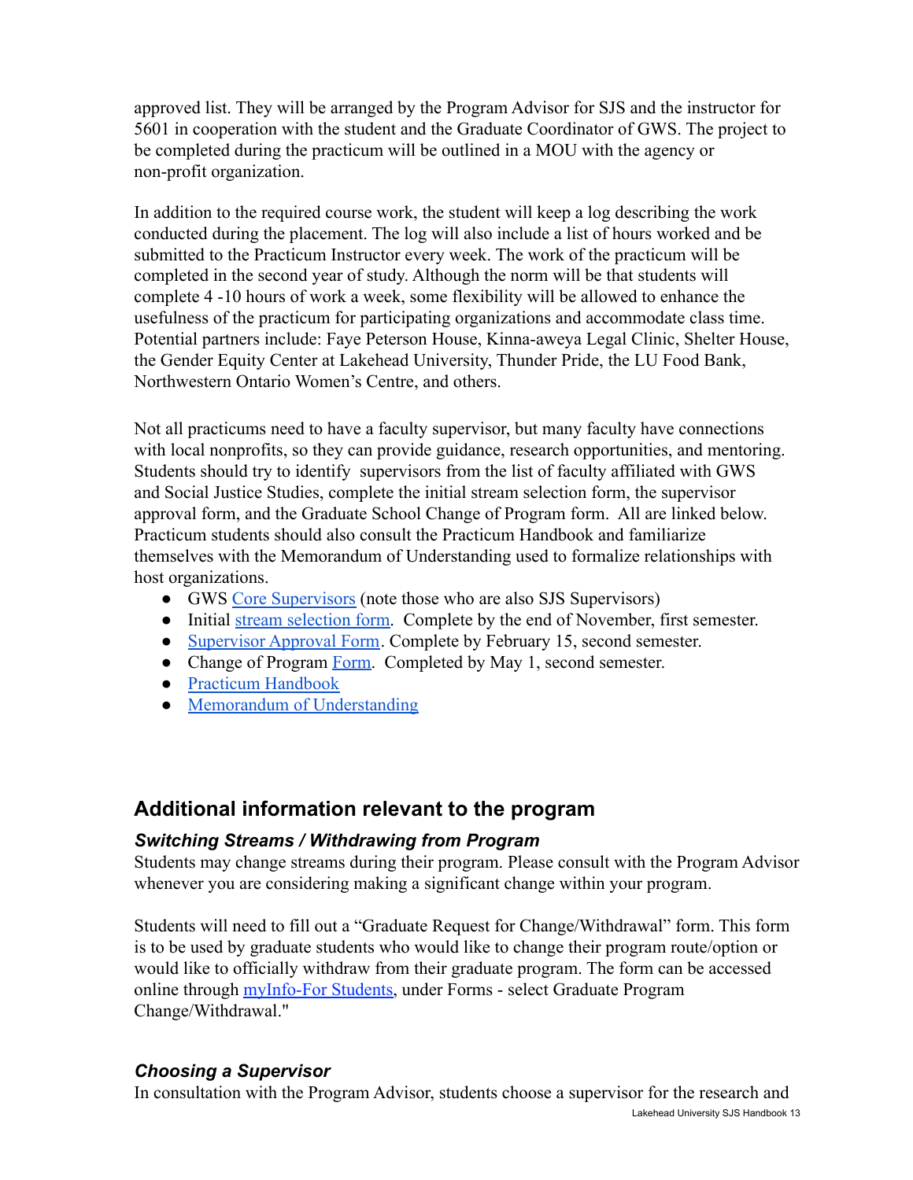approved list. They will be arranged by the Program Advisor for SJS and the instructor for 5601 in cooperation with the student and the Graduate Coordinator of GWS. The project to be completed during the practicum will be outlined in a MOU with the agency or non-profit organization.

In addition to the required course work, the student will keep a log describing the work conducted during the placement. The log will also include a list of hours worked and be submitted to the Practicum Instructor every week. The work of the practicum will be completed in the second year of study. Although the norm will be that students will complete 4 -10 hours of work a week, some flexibility will be allowed to enhance the usefulness of the practicum for participating organizations and accommodate class time. Potential partners include: Faye Peterson House, Kinna-aweya Legal Clinic, Shelter House, the Gender Equity Center at Lakehead University, Thunder Pride, the LU Food Bank, Northwestern Ontario Women's Centre, and others.

Not all practicums need to have a faculty supervisor, but many faculty have connections with local nonprofits, so they can provide guidance, research opportunities, and mentoring. Students should try to identify supervisors from the list of faculty affiliated with GWS and Social Justice Studies, complete the initial stream selection form, the supervisor approval form, and the Graduate School Change of Program form. All are linked below. Practicum students should also consult the Practicum Handbook and familiarize themselves with the Memorandum of Understanding used to formalize relationships with host organizations.

- GWS Core Supervisors (note those who are also SJS Supervisors)
- Initial stream selection form. Complete by the end of November, first semester.
- Supervisor Approval Form. Complete by February 15, second semester.
- Change of Program Form. Completed by May 1, second semester.
- Practicum Handbook
- Memorandum of Understanding

## Additional information relevant to the program

### *Switching Streams / Withdrawing from Program*

Students may change streams during their program. Please consult with the Program Advisor whenever you are considering making a significant change within your program.

Students will need to fill out a "Graduate Request for Change/Withdrawal" form. This form is to be used by graduate students who would like to change their program route/option or would like to officially withdraw from their graduate program. The form can be accessed online through myInfo-For Students, under Forms - select Graduate Program Change/Withdrawal."

### *Choosing a Supervisor*

In consultation with the Program Advisor, students choose a supervisor for the research and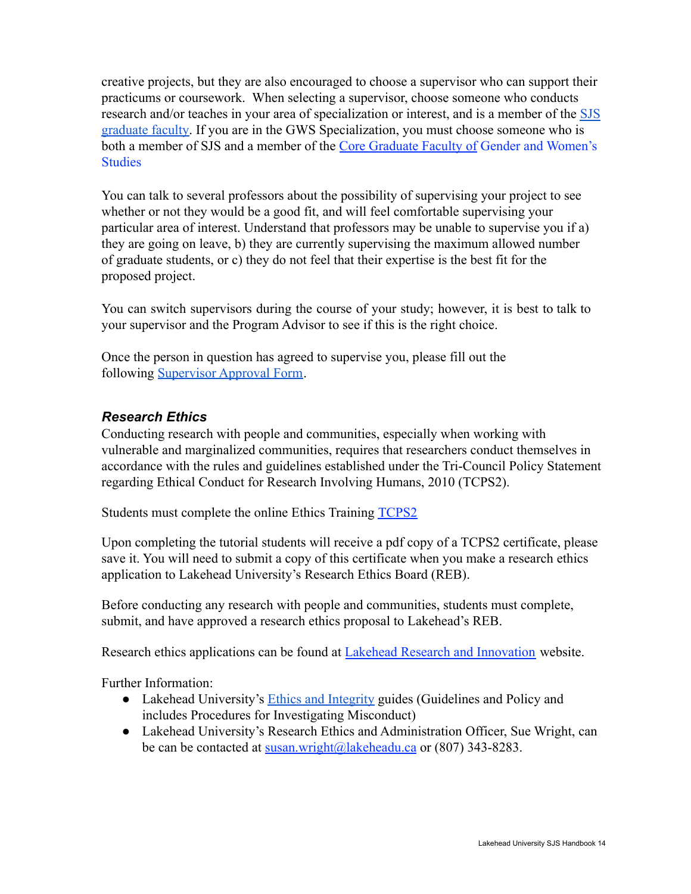creative projects, but they are also encouraged to choose a supervisor who can support their practicums or coursework. When selecting a supervisor, choose someone who conducts research and/or teaches in your area of specialization or interest, and is a member of the SJS graduate faculty. If you are in the GWS Specialization, you must choose someone who is both a member of SJS and a member of the Core Graduate Faculty of Gender and Women's Studies

You can talk to several professors about the possibility of supervising your project to see whether or not they would be a good fit, and will feel comfortable supervising your particular area of interest. Understand that professors may be unable to supervise you if a) they are going on leave, b) they are currently supervising the maximum allowed number of graduate students, or c) they do not feel that their expertise is the best fit for the proposed project.

You can switch supervisors during the course of your study; however, it is best to talk to your supervisor and the Program Advisor to see if this is the right choice.

Once the person in question has agreed to supervise you, please fill out the following Supervisor Approval Form.

### *Research Ethics*

Conducting research with people and communities, especially when working with vulnerable and marginalized communities, requires that researchers conduct themselves in accordance with the rules and guidelines established under the Tri-Council Policy Statement regarding Ethical Conduct for Research Involving Humans, 2010 (TCPS2).

Students must complete the online Ethics Training TCPS2

Upon completing the tutorial students will receive a pdf copy of a TCPS2 certificate, please save it. You will need to submit a copy of this certificate when you make a research ethics application to Lakehead University's Research Ethics Board (REB).

Before conducting any research with people and communities, students must complete, submit, and have approved a research ethics proposal to Lakehead's REB.

Research ethics applications can be found at Lakehead Research and Innovation website.

Further Information:

- Lakehead University's Ethics and Integrity guides (Guidelines and Policy and includes Procedures for Investigating Misconduct)
- Lakehead University's Research Ethics and Administration Officer, Sue Wright, can be can be contacted at susan.wright@lakeheadu.ca or (807) 343-8283.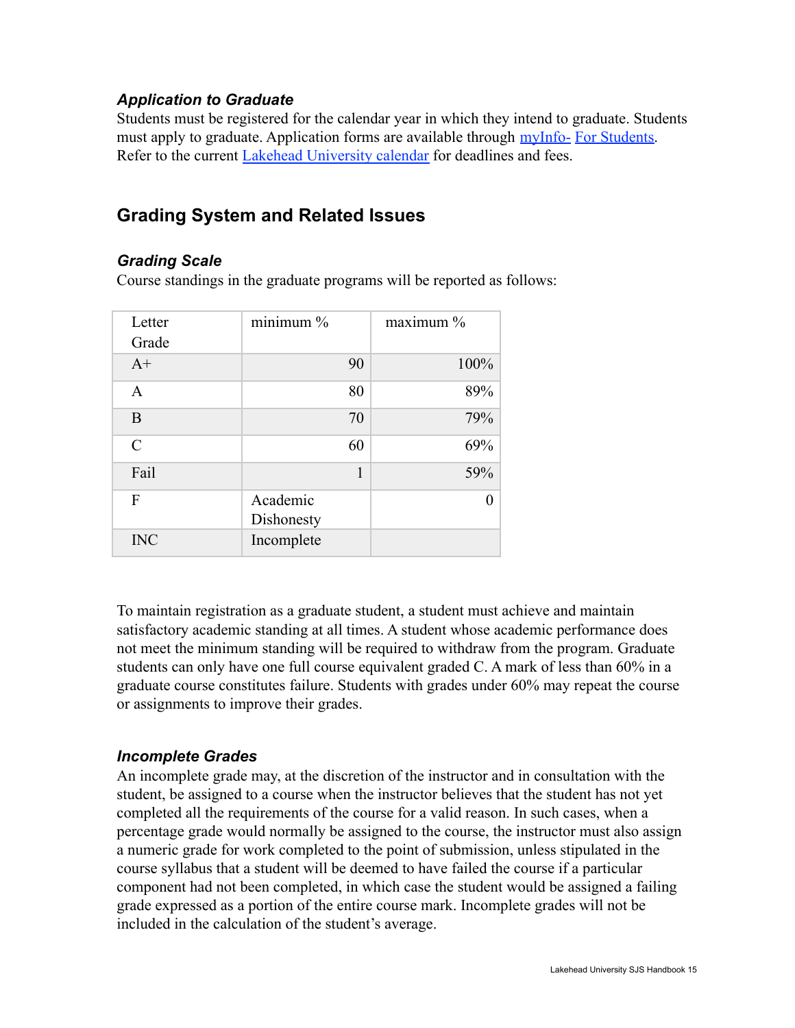### *Application to Graduate*

Students must be registered for the calendar year in which they intend to graduate. Students must apply to graduate. Application forms are available through myInfo- For Students. Refer to the current Lakehead University calendar for deadlines and fees.

## Grading System and Related Issues

### *Grading Scale*

Course standings in the graduate programs will be reported as follows:

| Letter Grade | minimum % | maximum % |
|---|---|---|
| A+ | 90 | 100% |
| A | 80 | 89% |
| B | 70 | 79% |
| C | 60 | 69% |
| Fail | 1 | 59% |
| F | Academic Dishonesty | 0 |
| INC | Incomplete | |

To maintain registration as a graduate student, a student must achieve and maintain satisfactory academic standing at all times. A student whose academic performance does not meet the minimum standing will be required to withdraw from the program. Graduate students can only have one full course equivalent graded C. A mark of less than 60% in a graduate course constitutes failure. Students with grades under 60% may repeat the course or assignments to improve their grades.

### *Incomplete Grades*

An incomplete grade may, at the discretion of the instructor and in consultation with the student, be assigned to a course when the instructor believes that the student has not yet completed all the requirements of the course for a valid reason. In such cases, when a percentage grade would normally be assigned to the course, the instructor must also assign a numeric grade for work completed to the point of submission, unless stipulated in the course syllabus that a student will be deemed to have failed the course if a particular component had not been completed, in which case the student would be assigned a failing grade expressed as a portion of the entire course mark. Incomplete grades will not be included in the calculation of the student's average.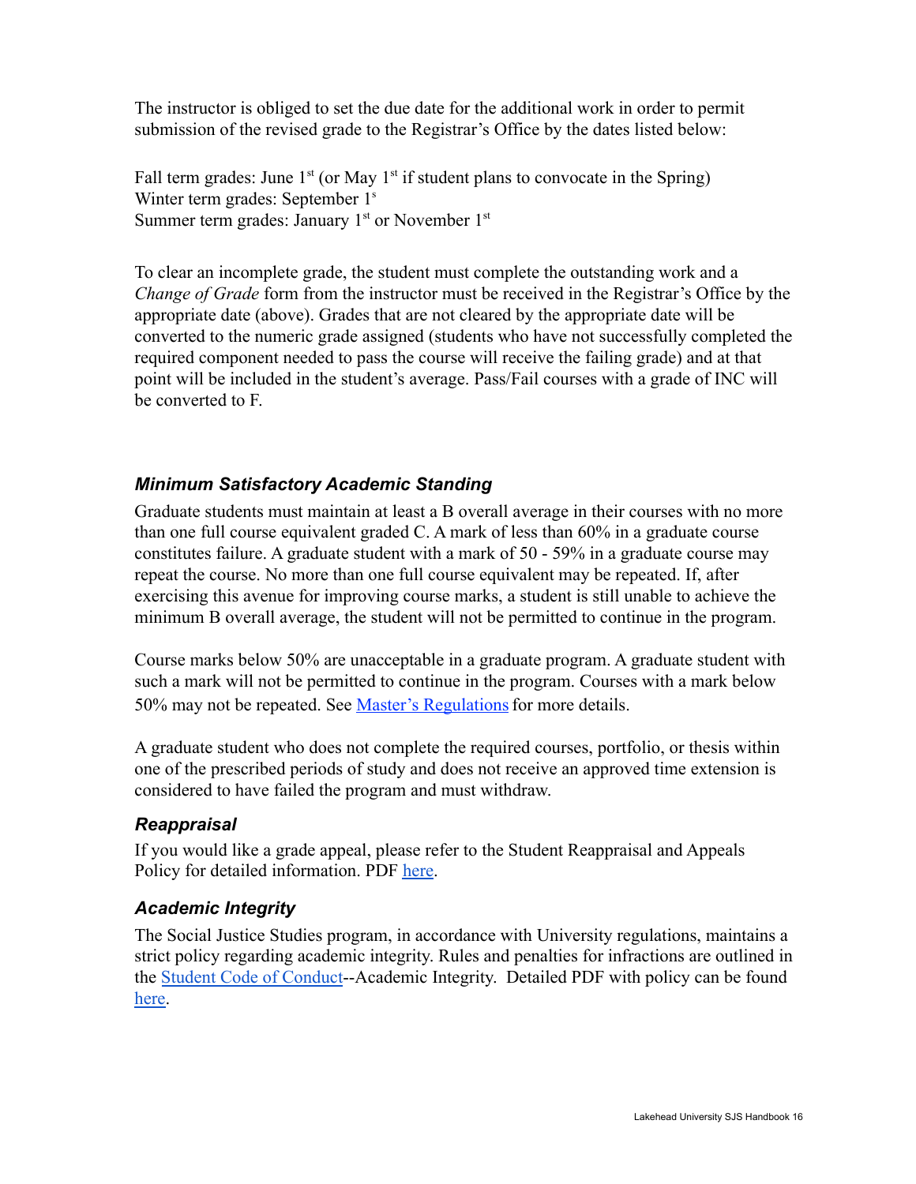The instructor is obliged to set the due date for the additional work in order to permit submission of the revised grade to the Registrar's Office by the dates listed below:

Fall term grades: June 1st (or May 1st if student plans to convocate in the Spring)
Winter term grades: September 1s
Summer term grades: January 1st or November 1st

To clear an incomplete grade, the student must complete the outstanding work and a *Change of Grade* form from the instructor must be received in the Registrar's Office by the appropriate date (above). Grades that are not cleared by the appropriate date will be converted to the numeric grade assigned (students who have not successfully completed the required component needed to pass the course will receive the failing grade) and at that point will be included in the student's average. Pass/Fail courses with a grade of INC will be converted to F.

### *Minimum Satisfactory Academic Standing*

Graduate students must maintain at least a B overall average in their courses with no more than one full course equivalent graded C. A mark of less than 60% in a graduate course constitutes failure. A graduate student with a mark of 50 - 59% in a graduate course may repeat the course. No more than one full course equivalent may be repeated. If, after exercising this avenue for improving course marks, a student is still unable to achieve the minimum B overall average, the student will not be permitted to continue in the program.

Course marks below 50% are unacceptable in a graduate program. A graduate student with such a mark will not be permitted to continue in the program. Courses with a mark below 50% may not be repeated. See Master's Regulations for more details.

A graduate student who does not complete the required courses, portfolio, or thesis within one of the prescribed periods of study and does not receive an approved time extension is considered to have failed the program and must withdraw.

### *Reappraisal*

If you would like a grade appeal, please refer to the Student Reappraisal and Appeals Policy for detailed information. PDF here.

### *Academic Integrity*

The Social Justice Studies program, in accordance with University regulations, maintains a strict policy regarding academic integrity. Rules and penalties for infractions are outlined in the Student Code of Conduct--Academic Integrity. Detailed PDF with policy can be found here.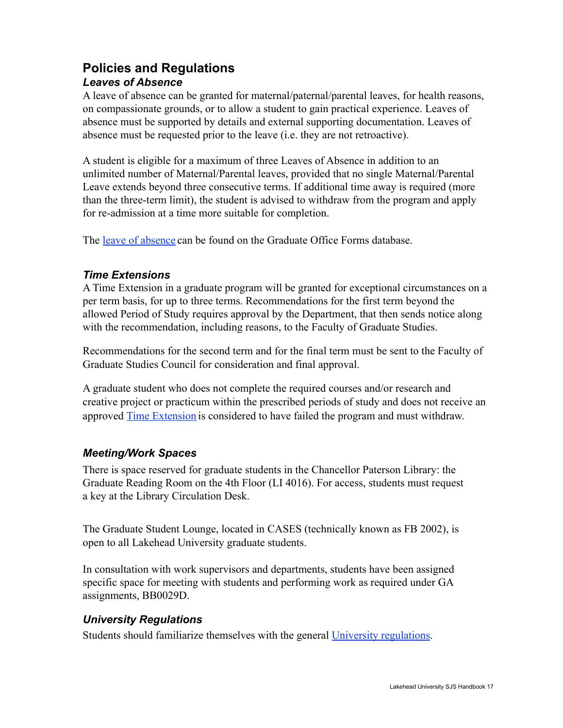# Policies and Regulations

## *Leaves of Absence*

A leave of absence can be granted for maternal/paternal/parental leaves, for health reasons, on compassionate grounds, or to allow a student to gain practical experience. Leaves of absence must be supported by details and external supporting documentation. Leaves of absence must be requested prior to the leave (i.e. they are not retroactive).

A student is eligible for a maximum of three Leaves of Absence in addition to an unlimited number of Maternal/Parental leaves, provided that no single Maternal/Parental Leave extends beyond three consecutive terms. If additional time away is required (more than the three-term limit), the student is advised to withdraw from the program and apply for re-admission at a time more suitable for completion.

The leave of absence can be found on the Graduate Office Forms database.

## *Time Extensions*

A Time Extension in a graduate program will be granted for exceptional circumstances on a per term basis, for up to three terms. Recommendations for the first term beyond the allowed Period of Study requires approval by the Department, that then sends notice along with the recommendation, including reasons, to the Faculty of Graduate Studies.

Recommendations for the second term and for the final term must be sent to the Faculty of Graduate Studies Council for consideration and final approval.

A graduate student who does not complete the required courses and/or research and creative project or practicum within the prescribed periods of study and does not receive an approved Time Extension is considered to have failed the program and must withdraw.

## *Meeting/Work Spaces*

There is space reserved for graduate students in the Chancellor Paterson Library: the Graduate Reading Room on the 4th Floor (LI 4016). For access, students must request a key at the Library Circulation Desk.

The Graduate Student Lounge, located in CASES (technically known as FB 2002), is open to all Lakehead University graduate students.

In consultation with work supervisors and departments, students have been assigned specific space for meeting with students and performing work as required under GA assignments, BB0029D.

## *University Regulations*

Students should familiarize themselves with the general University regulations.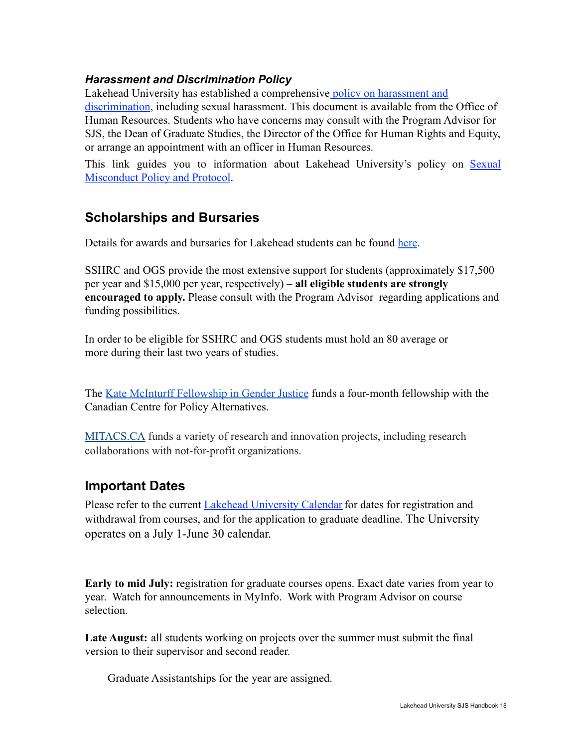### *Harassment and Discrimination Policy*

Lakehead University has established a comprehensive policy on harassment and discrimination, including sexual harassment. This document is available from the Office of Human Resources. Students who have concerns may consult with the Program Advisor for SJS, the Dean of Graduate Studies, the Director of the Office for Human Rights and Equity, or arrange an appointment with an officer in Human Resources.

This link guides you to information about Lakehead University's policy on Sexual Misconduct Policy and Protocol.

## Scholarships and Bursaries

Details for awards and bursaries for Lakehead students can be found here.

SSHRC and OGS provide the most extensive support for students (approximately $17,500 per year and $15,000 per year, respectively) – **all eligible students are strongly encouraged to apply.** Please consult with the Program Advisor regarding applications and funding possibilities.

In order to be eligible for SSHRC and OGS students must hold an 80 average or more during their last two years of studies.

The Kate McInturff Fellowship in Gender Justice funds a four-month fellowship with the Canadian Centre for Policy Alternatives.

MITACS.CA funds a variety of research and innovation projects, including research collaborations with not-for-profit organizations.

## Important Dates

Please refer to the current Lakehead University Calendar for dates for registration and withdrawal from courses, and for the application to graduate deadline. The University operates on a July 1-June 30 calendar.

**Early to mid July:** registration for graduate courses opens. Exact date varies from year to year. Watch for announcements in MyInfo. Work with Program Advisor on course selection.

**Late August:** all students working on projects over the summer must submit the final version to their supervisor and second reader.

Graduate Assistantships for the year are assigned.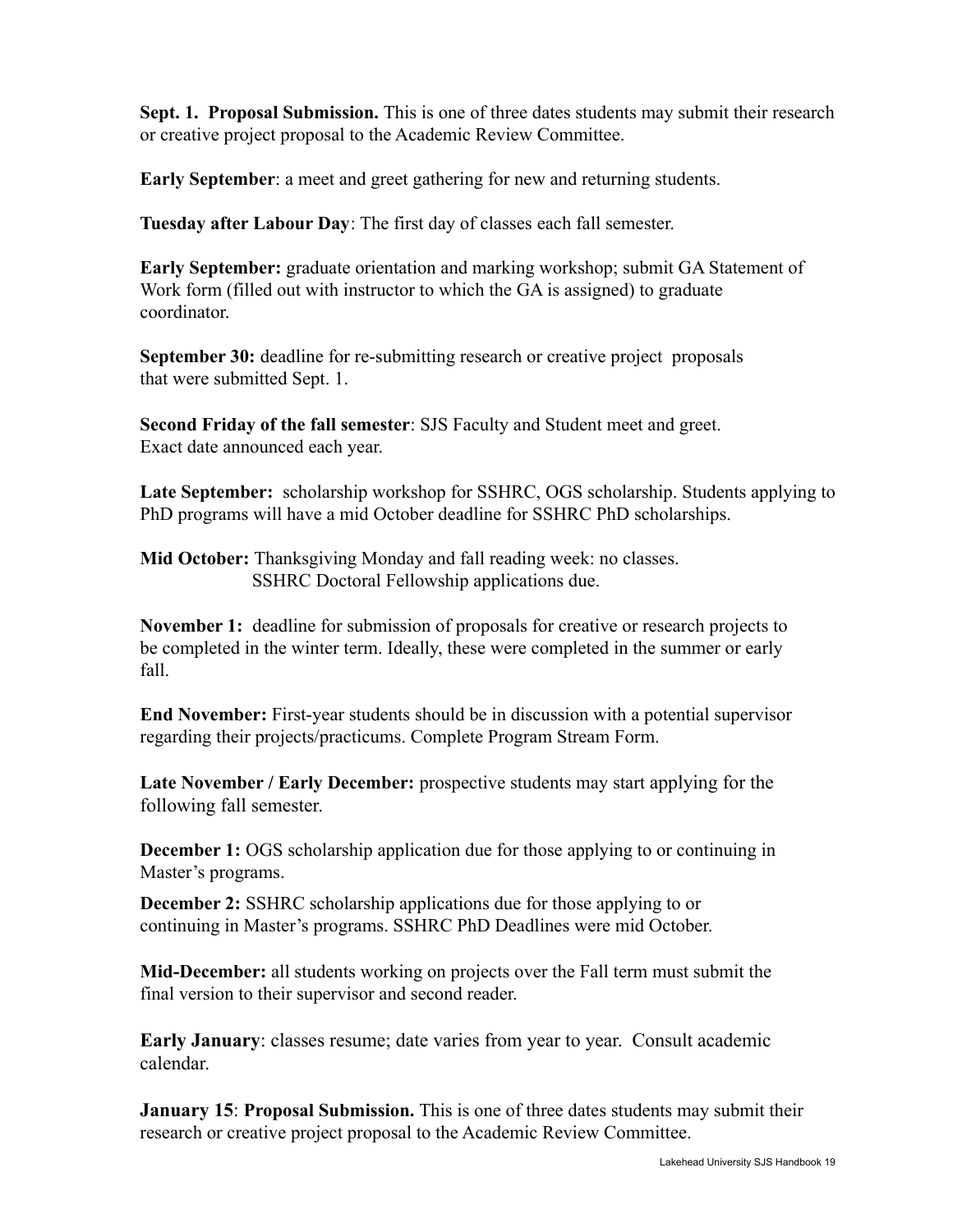**Sept. 1. Proposal Submission.** This is one of three dates students may submit their research or creative project proposal to the Academic Review Committee.

**Early September**: a meet and greet gathering for new and returning students.

**Tuesday after Labour Day**: The first day of classes each fall semester.

**Early September:** graduate orientation and marking workshop; submit GA Statement of Work form (filled out with instructor to which the GA is assigned) to graduate coordinator.

**September 30:** deadline for re-submitting research or creative project proposals that were submitted Sept. 1.

**Second Friday of the fall semester**: SJS Faculty and Student meet and greet. Exact date announced each year.

**Late September:** scholarship workshop for SSHRC, OGS scholarship. Students applying to PhD programs will have a mid October deadline for SSHRC PhD scholarships.

**Mid October:** Thanksgiving Monday and fall reading week: no classes.
SSHRC Doctoral Fellowship applications due.

**November 1:** deadline for submission of proposals for creative or research projects to be completed in the winter term. Ideally, these were completed in the summer or early fall.

**End November:** First-year students should be in discussion with a potential supervisor regarding their projects/practicums. Complete Program Stream Form.

**Late November / Early December:** prospective students may start applying for the following fall semester.

**December 1:** OGS scholarship application due for those applying to or continuing in Master's programs.

**December 2:** SSHRC scholarship applications due for those applying to or continuing in Master's programs. SSHRC PhD Deadlines were mid October.

**Mid-December:** all students working on projects over the Fall term must submit the final version to their supervisor and second reader.

**Early January**: classes resume; date varies from year to year. Consult academic calendar.

**January 15**: **Proposal Submission.** This is one of three dates students may submit their research or creative project proposal to the Academic Review Committee.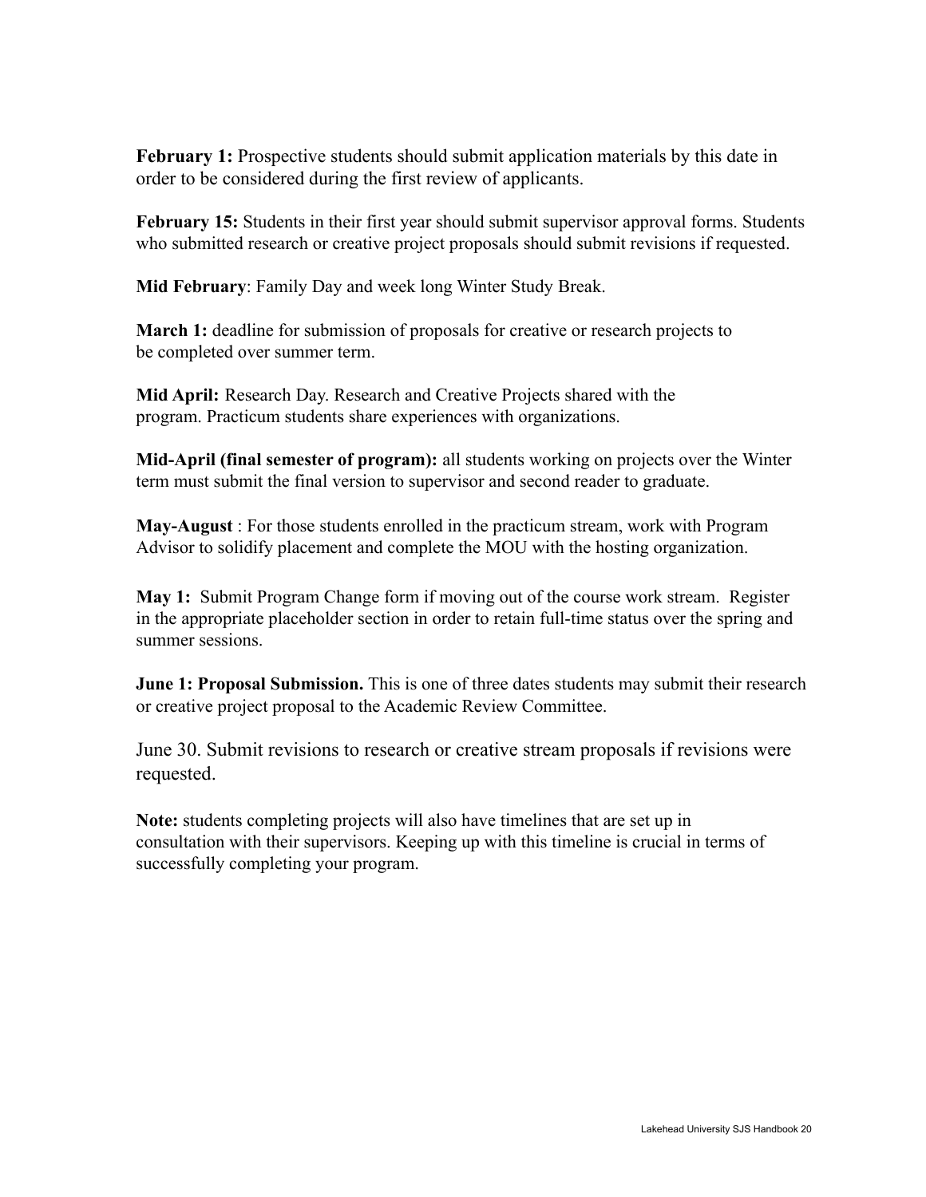**February 1:** Prospective students should submit application materials by this date in order to be considered during the first review of applicants.

**February 15:** Students in their first year should submit supervisor approval forms. Students who submitted research or creative project proposals should submit revisions if requested.

**Mid February**: Family Day and week long Winter Study Break.

**March 1:** deadline for submission of proposals for creative or research projects to be completed over summer term.

**Mid April:** Research Day. Research and Creative Projects shared with the program. Practicum students share experiences with organizations.

**Mid-April (final semester of program):** all students working on projects over the Winter term must submit the final version to supervisor and second reader to graduate.

**May-August** : For those students enrolled in the practicum stream, work with Program Advisor to solidify placement and complete the MOU with the hosting organization.

**May 1:** Submit Program Change form if moving out of the course work stream. Register in the appropriate placeholder section in order to retain full-time status over the spring and summer sessions.

**June 1: Proposal Submission.** This is one of three dates students may submit their research or creative project proposal to the Academic Review Committee.

June 30. Submit revisions to research or creative stream proposals if revisions were requested.

**Note:** students completing projects will also have timelines that are set up in consultation with their supervisors. Keeping up with this timeline is crucial in terms of successfully completing your program.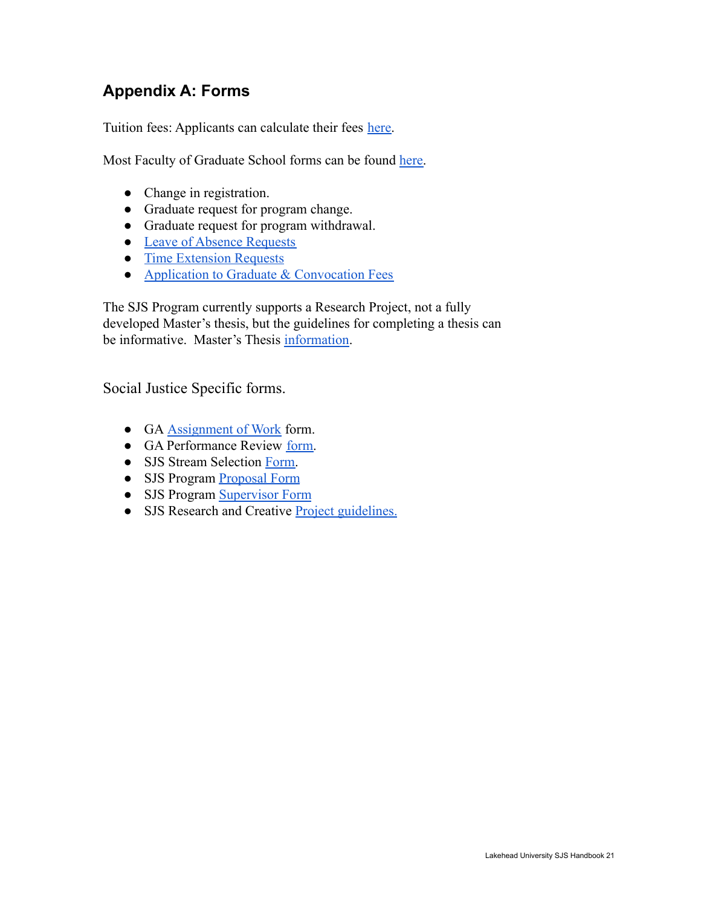## Appendix A: Forms

Tuition fees: Applicants can calculate their fees here.

Most Faculty of Graduate School forms can be found here.

- Change in registration.
- Graduate request for program change.
- Graduate request for program withdrawal.
- Leave of Absence Requests
- Time Extension Requests
- Application to Graduate & Convocation Fees

The SJS Program currently supports a Research Project, not a fully developed Master's thesis, but the guidelines for completing a thesis can be informative. Master's Thesis information.

Social Justice Specific forms.

- GA Assignment of Work form.
- GA Performance Review form.
- SJS Stream Selection Form.
- SJS Program Proposal Form
- SJS Program Supervisor Form
- SJS Research and Creative Project guidelines.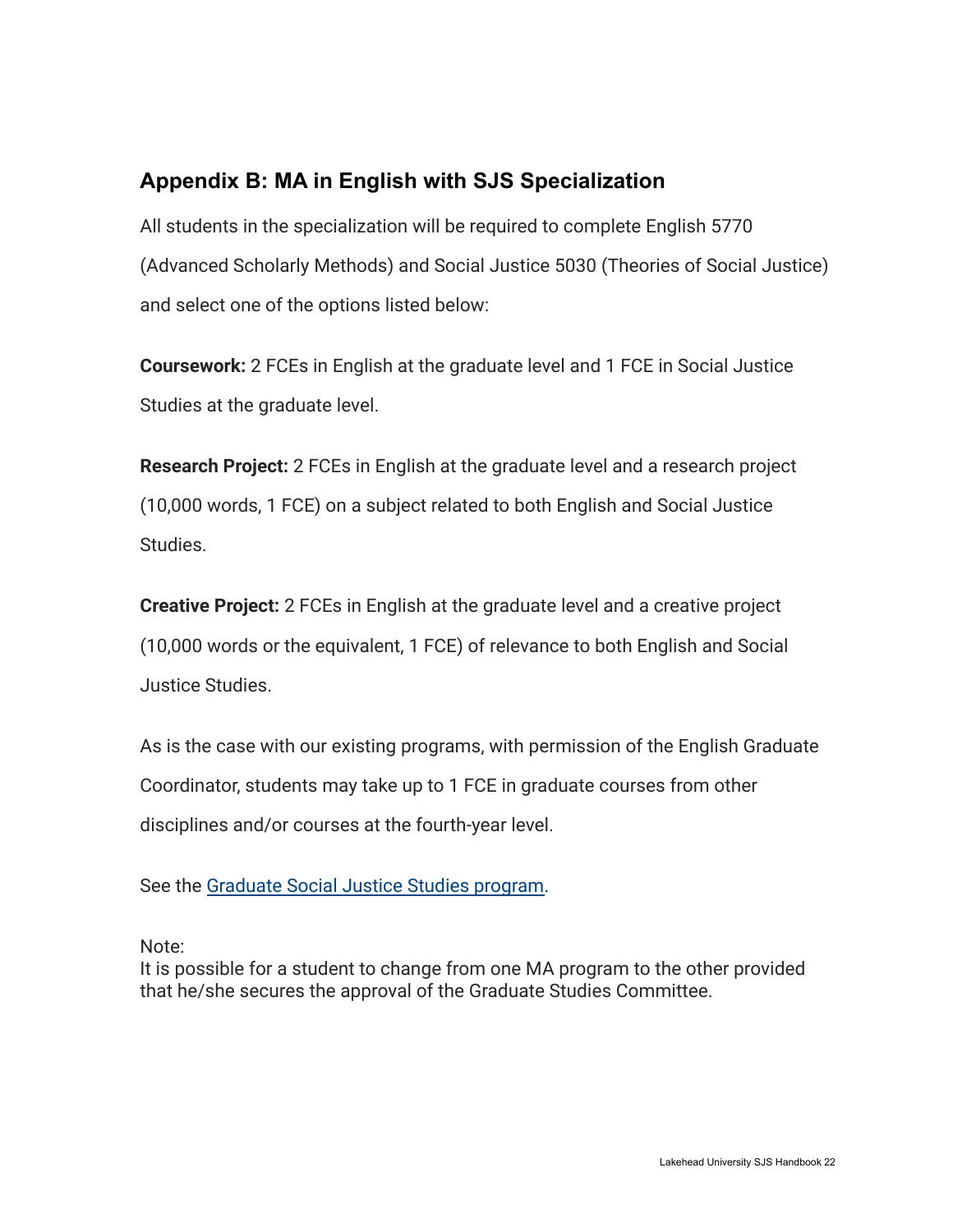## Appendix B: MA in English with SJS Specialization

All students in the specialization will be required to complete English 5770 (Advanced Scholarly Methods) and Social Justice 5030 (Theories of Social Justice) and select one of the options listed below:

**Coursework:** 2 FCEs in English at the graduate level and 1 FCE in Social Justice Studies at the graduate level.

**Research Project:** 2 FCEs in English at the graduate level and a research project (10,000 words, 1 FCE) on a subject related to both English and Social Justice Studies.

**Creative Project:** 2 FCEs in English at the graduate level and a creative project (10,000 words or the equivalent, 1 FCE) of relevance to both English and Social Justice Studies.

As is the case with our existing programs, with permission of the English Graduate Coordinator, students may take up to 1 FCE in graduate courses from other disciplines and/or courses at the fourth-year level.

See the Graduate Social Justice Studies program.

Note:
It is possible for a student to change from one MA program to the other provided that he/she secures the approval of the Graduate Studies Committee.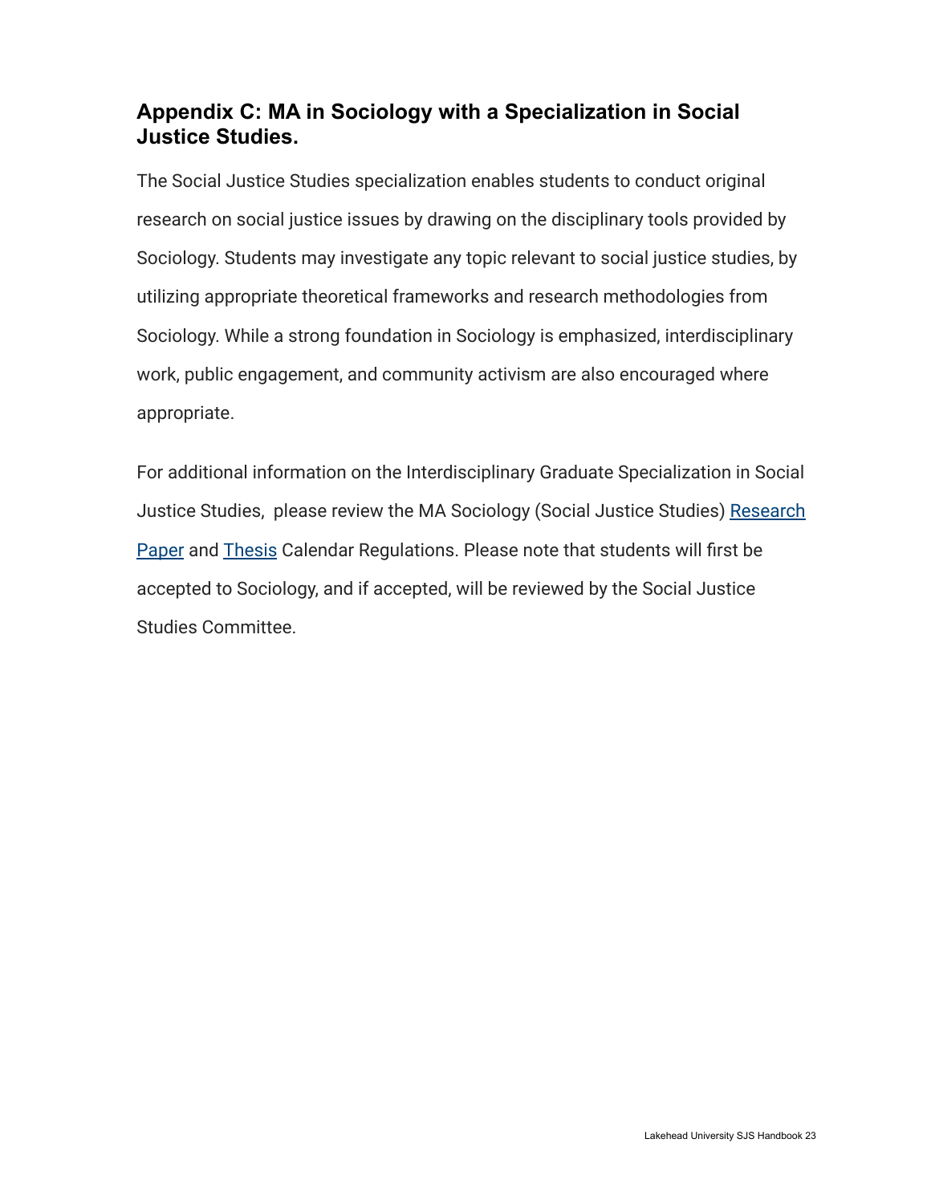## Appendix C: MA in Sociology with a Specialization in Social Justice Studies.

The Social Justice Studies specialization enables students to conduct original research on social justice issues by drawing on the disciplinary tools provided by Sociology. Students may investigate any topic relevant to social justice studies, by utilizing appropriate theoretical frameworks and research methodologies from Sociology. While a strong foundation in Sociology is emphasized, interdisciplinary work, public engagement, and community activism are also encouraged where appropriate.

For additional information on the Interdisciplinary Graduate Specialization in Social Justice Studies, please review the MA Sociology (Social Justice Studies) Research Paper and Thesis Calendar Regulations. Please note that students will first be accepted to Sociology, and if accepted, will be reviewed by the Social Justice Studies Committee.